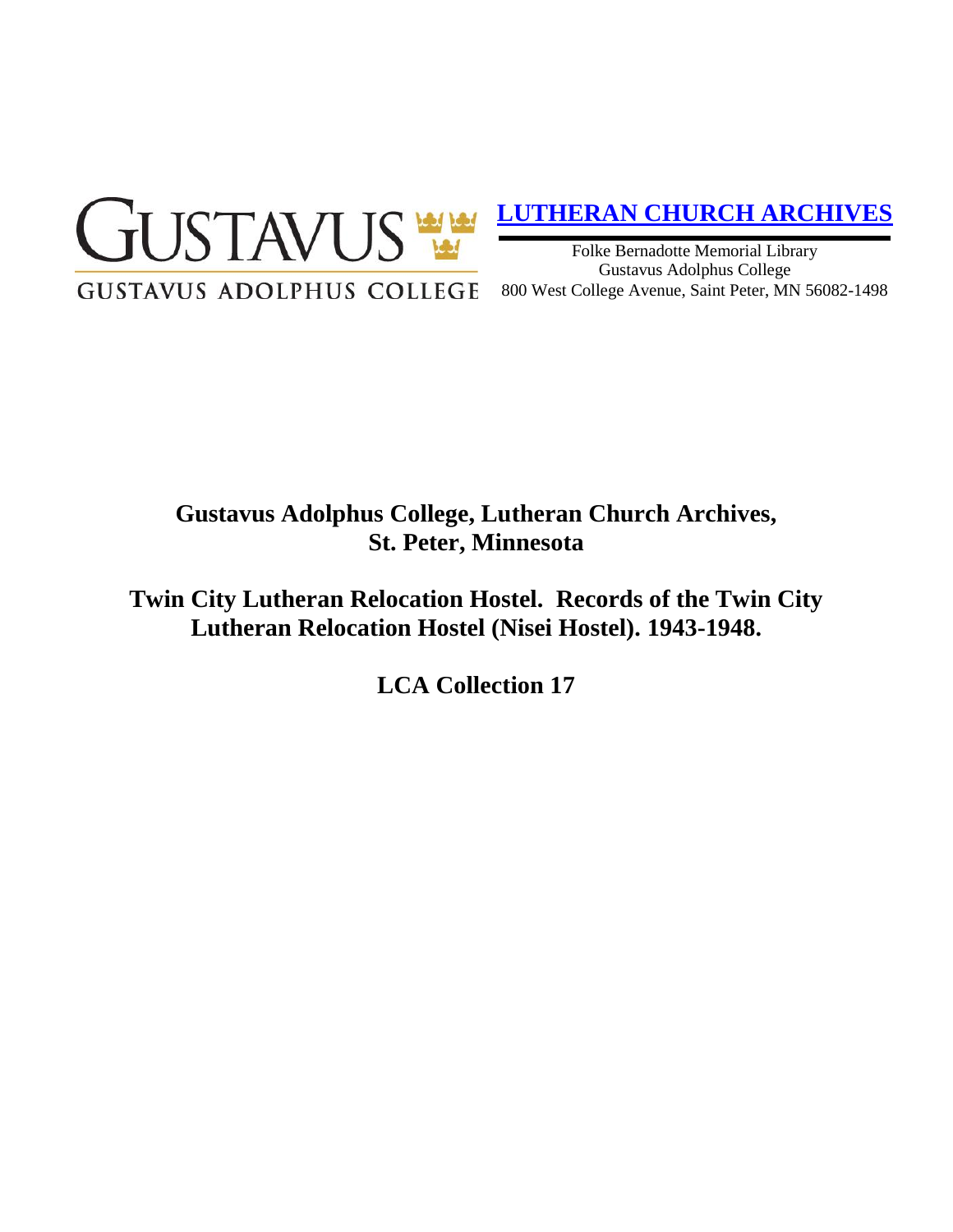GUSTAVUS

GUSTAVUS ADOLPHUS COLLEGE

**[LUTHERAN CHURCH ARCHIVES]**

Folke Bernadotte Memorial Library
Gustavus Adolphus College
800 West College Avenue, Saint Peter, MN 56082-1498

# Gustavus Adolphus College, Lutheran Church Archives, St. Peter, Minnesota

# Twin City Lutheran Relocation Hostel. Records of the Twin City Lutheran Relocation Hostel (Nisei Hostel). 1943-1948.

# LCA Collection 17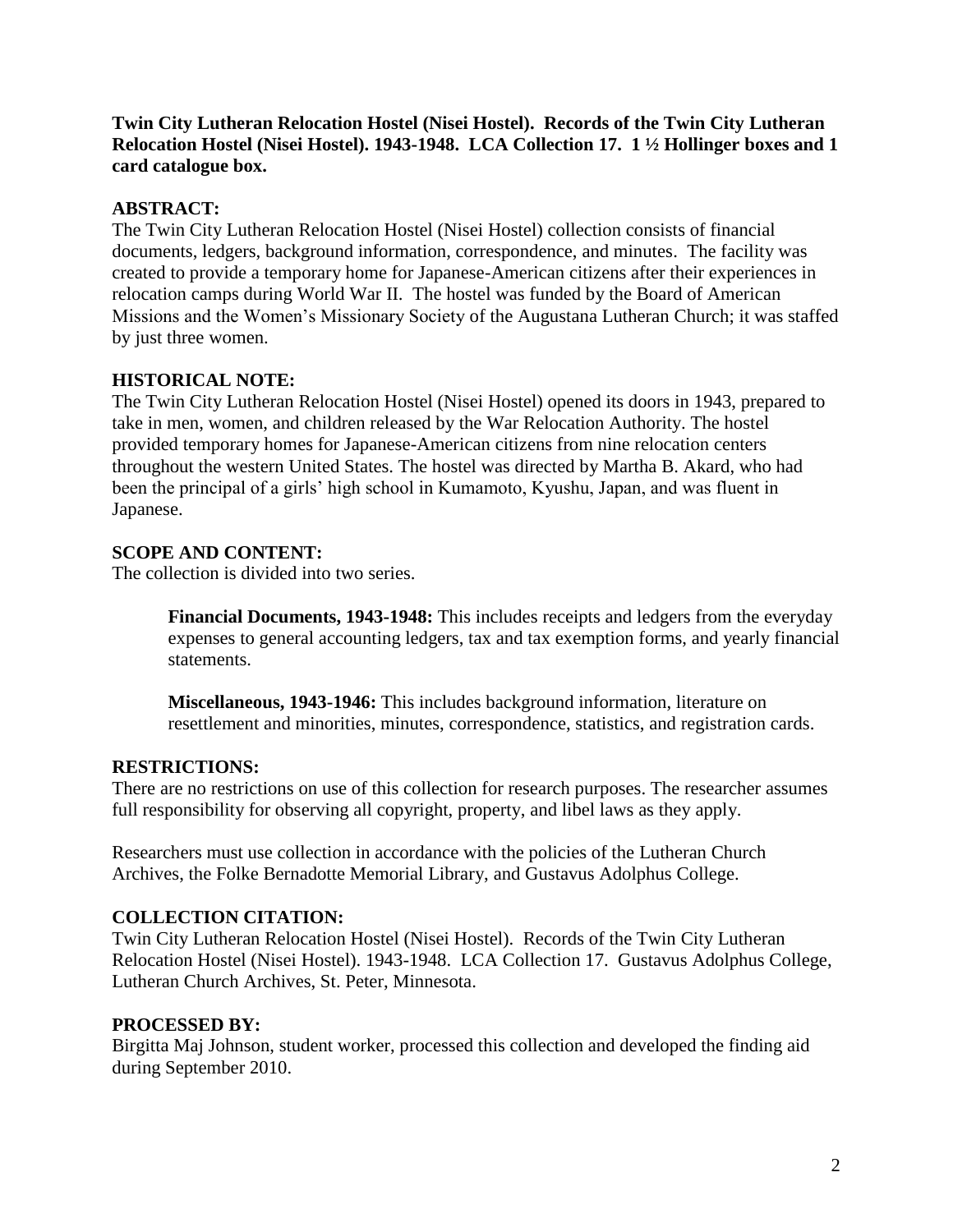**Twin City Lutheran Relocation Hostel (Nisei Hostel). Records of the Twin City Lutheran Relocation Hostel (Nisei Hostel). 1943-1948. LCA Collection 17. 1 ½ Hollinger boxes and 1 card catalogue box.**

## ABSTRACT:

The Twin City Lutheran Relocation Hostel (Nisei Hostel) collection consists of financial documents, ledgers, background information, correspondence, and minutes. The facility was created to provide a temporary home for Japanese-American citizens after their experiences in relocation camps during World War II. The hostel was funded by the Board of American Missions and the Women's Missionary Society of the Augustana Lutheran Church; it was staffed by just three women.

## HISTORICAL NOTE:

The Twin City Lutheran Relocation Hostel (Nisei Hostel) opened its doors in 1943, prepared to take in men, women, and children released by the War Relocation Authority. The hostel provided temporary homes for Japanese-American citizens from nine relocation centers throughout the western United States. The hostel was directed by Martha B. Akard, who had been the principal of a girls' high school in Kumamoto, Kyushu, Japan, and was fluent in Japanese.

## SCOPE AND CONTENT:

The collection is divided into two series.

> **Financial Documents, 1943-1948:** This includes receipts and ledgers from the everyday expenses to general accounting ledgers, tax and tax exemption forms, and yearly financial statements.
>
> **Miscellaneous, 1943-1946:** This includes background information, literature on resettlement and minorities, minutes, correspondence, statistics, and registration cards.

## RESTRICTIONS:

There are no restrictions on use of this collection for research purposes. The researcher assumes full responsibility for observing all copyright, property, and libel laws as they apply.

Researchers must use collection in accordance with the policies of the Lutheran Church Archives, the Folke Bernadotte Memorial Library, and Gustavus Adolphus College.

## COLLECTION CITATION:

Twin City Lutheran Relocation Hostel (Nisei Hostel). Records of the Twin City Lutheran Relocation Hostel (Nisei Hostel). 1943-1948. LCA Collection 17. Gustavus Adolphus College, Lutheran Church Archives, St. Peter, Minnesota.

## PROCESSED BY:

Birgitta Maj Johnson, student worker, processed this collection and developed the finding aid during September 2010.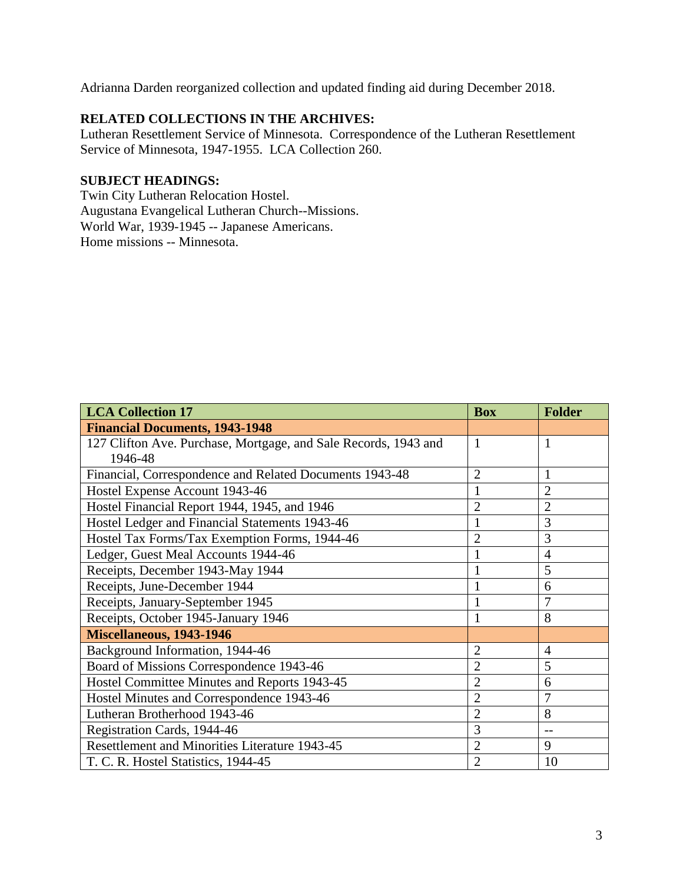Adrianna Darden reorganized collection and updated finding aid during December 2018.

**RELATED COLLECTIONS IN THE ARCHIVES:**
Lutheran Resettlement Service of Minnesota. Correspondence of the Lutheran Resettlement Service of Minnesota, 1947-1955. LCA Collection 260.

**SUBJECT HEADINGS:**
Twin City Lutheran Relocation Hostel.
Augustana Evangelical Lutheran Church--Missions.
World War, 1939-1945 -- Japanese Americans.
Home missions -- Minnesota.

| LCA Collection 17 | Box | Folder |
|---|---|---|
| **Financial Documents, 1943-1948** | | |
| 127 Clifton Ave. Purchase, Mortgage, and Sale Records, 1943 and 1946-48 | 1 | 1 |
| Financial, Correspondence and Related Documents 1943-48 | 2 | 1 |
| Hostel Expense Account 1943-46 | 1 | 2 |
| Hostel Financial Report 1944, 1945, and 1946 | 2 | 2 |
| Hostel Ledger and Financial Statements 1943-46 | 1 | 3 |
| Hostel Tax Forms/Tax Exemption Forms, 1944-46 | 2 | 3 |
| Ledger, Guest Meal Accounts 1944-46 | 1 | 4 |
| Receipts, December 1943-May 1944 | 1 | 5 |
| Receipts, June-December 1944 | 1 | 6 |
| Receipts, January-September 1945 | 1 | 7 |
| Receipts, October 1945-January 1946 | 1 | 8 |
| **Miscellaneous, 1943-1946** | | |
| Background Information, 1944-46 | 2 | 4 |
| Board of Missions Correspondence 1943-46 | 2 | 5 |
| Hostel Committee Minutes and Reports 1943-45 | 2 | 6 |
| Hostel Minutes and Correspondence 1943-46 | 2 | 7 |
| Lutheran Brotherhood 1943-46 | 2 | 8 |
| Registration Cards, 1944-46 | 3 | -- |
| Resettlement and Minorities Literature 1943-45 | 2 | 9 |
| T. C. R. Hostel Statistics, 1944-45 | 2 | 10 |